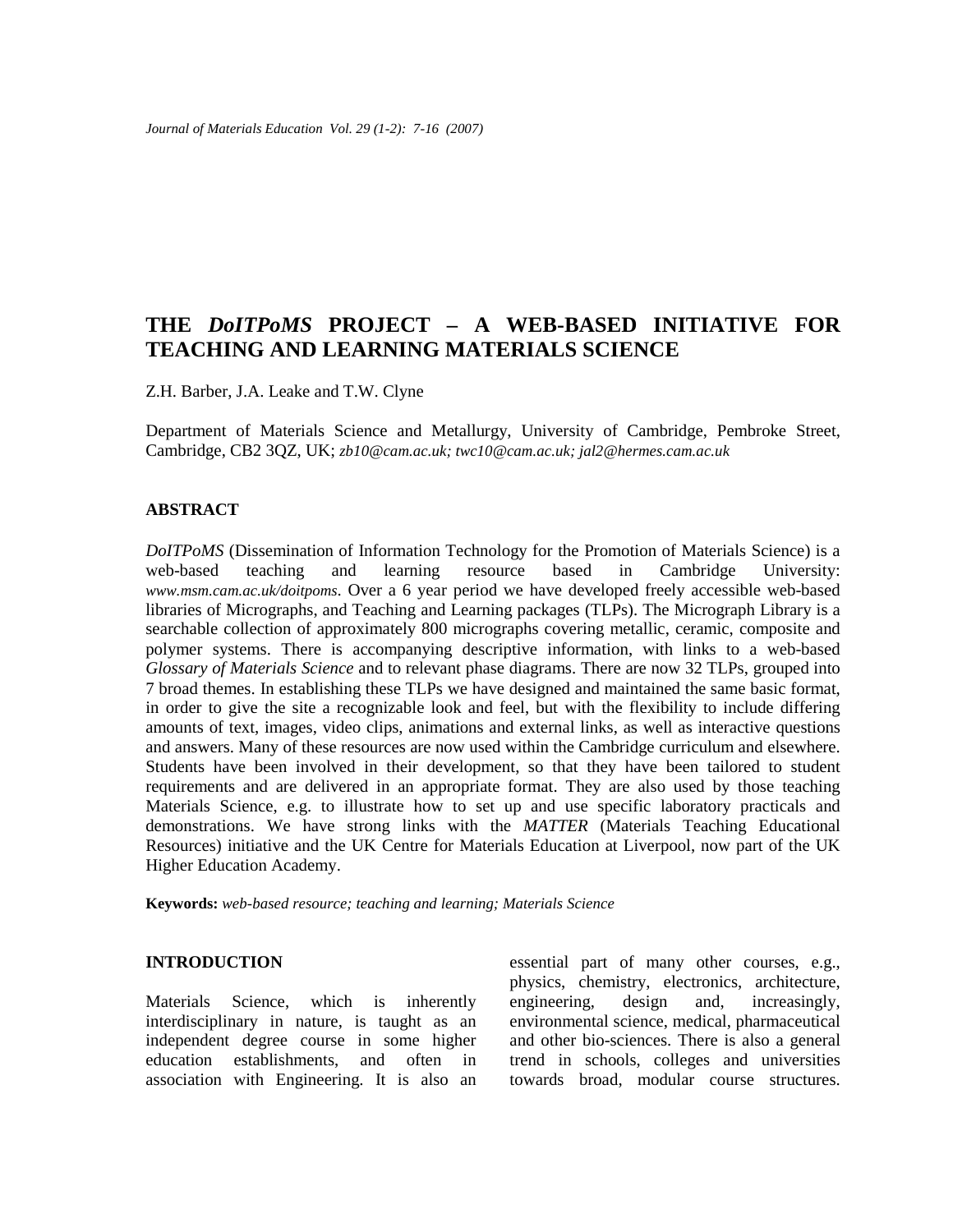# THE *DoITPoMS* PROJECT – A WEB-BASED INITIATIVE FOR TEACHING AND LEARNING MATERIALS SCIENCE

Z.H. Barber, J.A. Leake and T.W. Clyne

Department of Materials Science and Metallurgy, University of Cambridge, Pembroke Street, Cambridge, CB2 3QZ, UK; *zb10@cam.ac.uk; twc10@cam.ac.uk; jal2@hermes.cam.ac.uk*

## ABSTRACT

*DoITPoMS* (Dissemination of Information Technology for the Promotion of Materials Science) is a web-based teaching and learning resource based in Cambridge University: *www.msm.cam.ac.uk/doitpoms*. Over a 6 year period we have developed freely accessible web-based libraries of Micrographs, and Teaching and Learning packages (TLPs). The Micrograph Library is a searchable collection of approximately 800 micrographs covering metallic, ceramic, composite and polymer systems. There is accompanying descriptive information, with links to a web-based *Glossary of Materials Science* and to relevant phase diagrams. There are now 32 TLPs, grouped into 7 broad themes. In establishing these TLPs we have designed and maintained the same basic format, in order to give the site a recognizable look and feel, but with the flexibility to include differing amounts of text, images, video clips, animations and external links, as well as interactive questions and answers. Many of these resources are now used within the Cambridge curriculum and elsewhere. Students have been involved in their development, so that they have been tailored to student requirements and are delivered in an appropriate format. They are also used by those teaching Materials Science, e.g. to illustrate how to set up and use specific laboratory practicals and demonstrations. We have strong links with the *MATTER* (Materials Teaching Educational Resources) initiative and the UK Centre for Materials Education at Liverpool, now part of the UK Higher Education Academy.

**Keywords:** *web-based resource; teaching and learning; Materials Science*

## INTRODUCTION

Materials Science, which is inherently interdisciplinary in nature, is taught as an independent degree course in some higher education establishments, and often in association with Engineering. It is also an essential part of many other courses, e.g., physics, chemistry, electronics, architecture, engineering, design and, increasingly, environmental science, medical, pharmaceutical and other bio-sciences. There is also a general trend in schools, colleges and universities towards broad, modular course structures.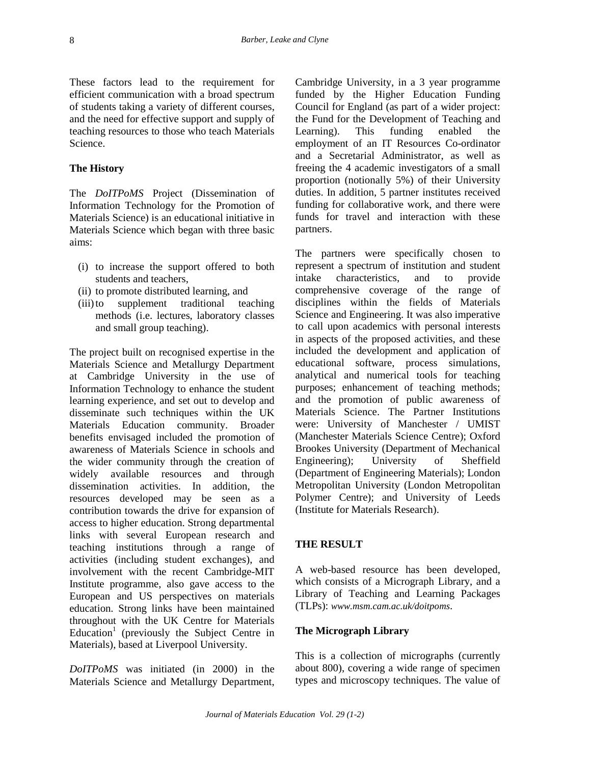These factors lead to the requirement for efficient communication with a broad spectrum of students taking a variety of different courses, and the need for effective support and supply of teaching resources to those who teach Materials Science.

### The History

The *DoITPoMS* Project (Dissemination of Information Technology for the Promotion of Materials Science) is an educational initiative in Materials Science which began with three basic aims:

(i) to increase the support offered to both students and teachers,
(ii) to promote distributed learning, and
(iii) to supplement traditional teaching methods (i.e. lectures, laboratory classes and small group teaching).

The project built on recognised expertise in the Materials Science and Metallurgy Department at Cambridge University in the use of Information Technology to enhance the student learning experience, and set out to develop and disseminate such techniques within the UK Materials Education community. Broader benefits envisaged included the promotion of awareness of Materials Science in schools and the wider community through the creation of widely available resources and through dissemination activities. In addition, the resources developed may be seen as a contribution towards the drive for expansion of access to higher education. Strong departmental links with several European research and teaching institutions through a range of activities (including student exchanges), and involvement with the recent Cambridge-MIT Institute programme, also gave access to the European and US perspectives on materials education. Strong links have been maintained throughout with the UK Centre for Materials Education[1] (previously the Subject Centre in Materials), based at Liverpool University.

*DoITPoMS* was initiated (in 2000) in the Materials Science and Metallurgy Department, Cambridge University, in a 3 year programme funded by the Higher Education Funding Council for England (as part of a wider project: the Fund for the Development of Teaching and Learning). This funding enabled the employment of an IT Resources Co-ordinator and a Secretarial Administrator, as well as freeing the 4 academic investigators of a small proportion (notionally 5%) of their University duties. In addition, 5 partner institutes received funding for collaborative work, and there were funds for travel and interaction with these partners.

The partners were specifically chosen to represent a spectrum of institution and student intake characteristics, and to provide comprehensive coverage of the range of disciplines within the fields of Materials Science and Engineering. It was also imperative to call upon academics with personal interests in aspects of the proposed activities, and these included the development and application of educational software, process simulations, analytical and numerical tools for teaching purposes; enhancement of teaching methods; and the promotion of public awareness of Materials Science. The Partner Institutions were: University of Manchester / UMIST (Manchester Materials Science Centre); Oxford Brookes University (Department of Mechanical Engineering); University of Sheffield (Department of Engineering Materials); London Metropolitan University (London Metropolitan Polymer Centre); and University of Leeds (Institute for Materials Research).

## THE RESULT

A web-based resource has been developed, which consists of a Micrograph Library, and a Library of Teaching and Learning Packages (TLPs): *www.msm.cam.ac.uk/doitpoms*.

### The Micrograph Library

This is a collection of micrographs (currently about 800), covering a wide range of specimen types and microscopy techniques. The value of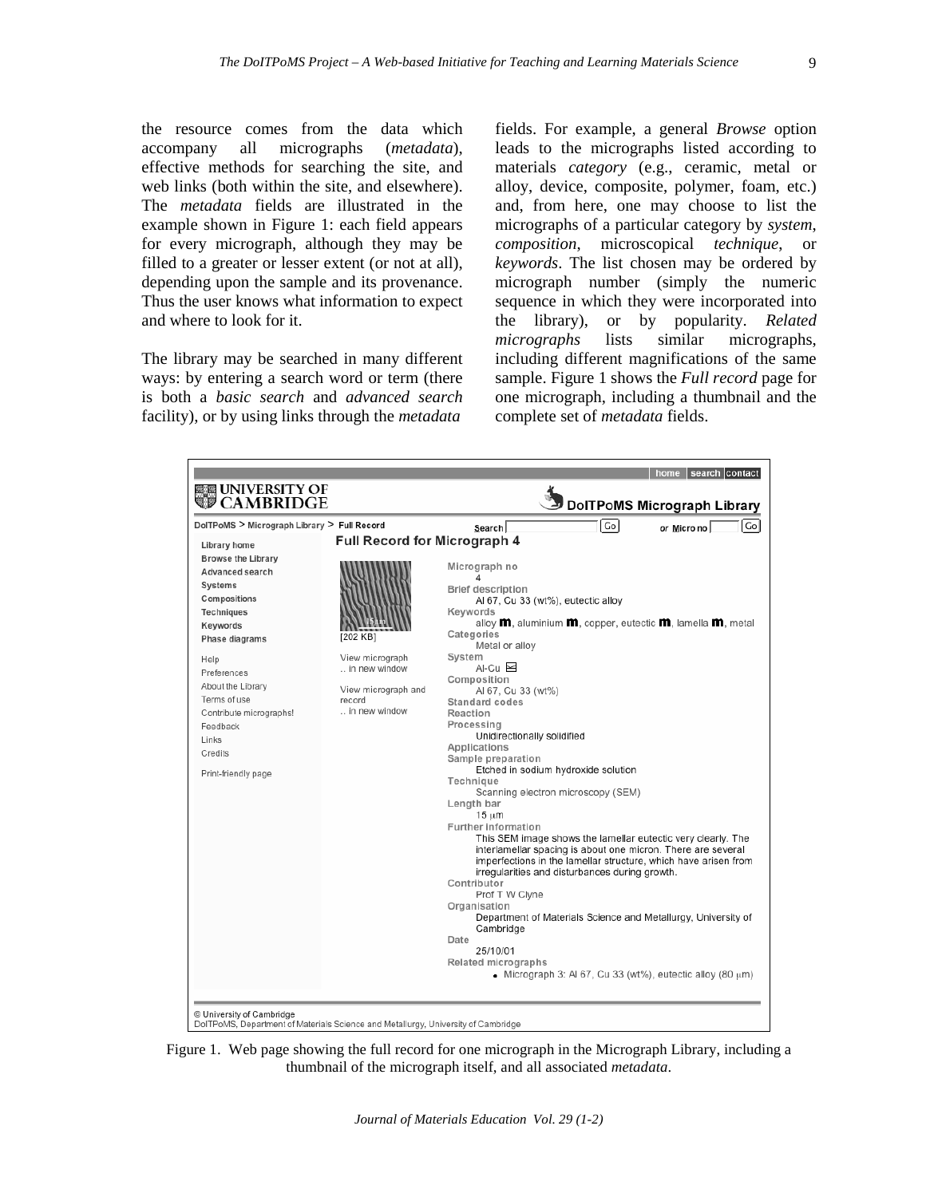the resource comes from the data which accompany all micrographs (*metadata*), effective methods for searching the site, and web links (both within the site, and elsewhere). The *metadata* fields are illustrated in the example shown in Figure 1: each field appears for every micrograph, although they may be filled to a greater or lesser extent (or not at all), depending upon the sample and its provenance. Thus the user knows what information to expect and where to look for it.

The library may be searched in many different ways: by entering a search word or term (there is both a *basic search* and *advanced search* facility), or by using links through the *metadata* fields. For example, a general *Browse* option leads to the micrographs listed according to materials *category* (e.g., ceramic, metal or alloy, device, composite, polymer, foam, etc.) and, from here, one may choose to list the micrographs of a particular category by *system*, *composition*, microscopical *technique*, or *keywords*. The list chosen may be ordered by micrograph number (simply the numeric sequence in which they were incorporated into the library), or by popularity. *Related micrographs* lists similar micrographs, including different magnifications of the same sample. Figure 1 shows the *Full record* page for one micrograph, including a thumbnail and the complete set of *metadata* fields.

home | search | contact

UNIVERSITY OF CAMBRIDGE

DoITPoMS Micrograph Library

DoITPoMS > Micrograph Library > Full Record

Search [ ] Go or Micro no [ ] Go

**Full Record for Micrograph 4**

Library home
Browse the Library
Advanced search
Systems
Compositions
Techniques
Keywords
Phase diagrams

Help
Preferences
About the Library
Terms of use
Contribute micrographs!
Feedback
Links
Credits

Print-friendly page

[202 KB]

View micrograph
.. in new window

View micrograph and record
.. in new window

**Micrograph no**
4
**Brief description**
Al 67, Cu 33 (wt%), eutectic alloy
**Keywords**
alloy, aluminium, copper, eutectic, lamella, metal
**Categories**
Metal or alloy
**System**
Al-Cu
**Composition**
Al 67, Cu 33 (wt%)
**Standard codes**
**Reaction**
**Processing**
Unidirectionally solidified
**Applications**
**Sample preparation**
Etched in sodium hydroxide solution
**Technique**
Scanning electron microscopy (SEM)
**Length bar**
15 μm
**Further information**
This SEM image shows the lamellar eutectic very clearly. The interlamellar spacing is about one micron. There are several imperfections in the lamellar structure, which have arisen from irregularities and disturbances during growth.
**Contributor**
Prof T W Clyne
**Organisation**
Department of Materials Science and Metallurgy, University of Cambridge
**Date**
25/10/01
**Related micrographs**
- Micrograph 3: Al 67, Cu 33 (wt%), eutectic alloy (80 μm)

© University of Cambridge
DoITPoMS, Department of Materials Science and Metallurgy, University of Cambridge

Figure 1. Web page showing the full record for one micrograph in the Micrograph Library, including a thumbnail of the micrograph itself, and all associated *metadata*.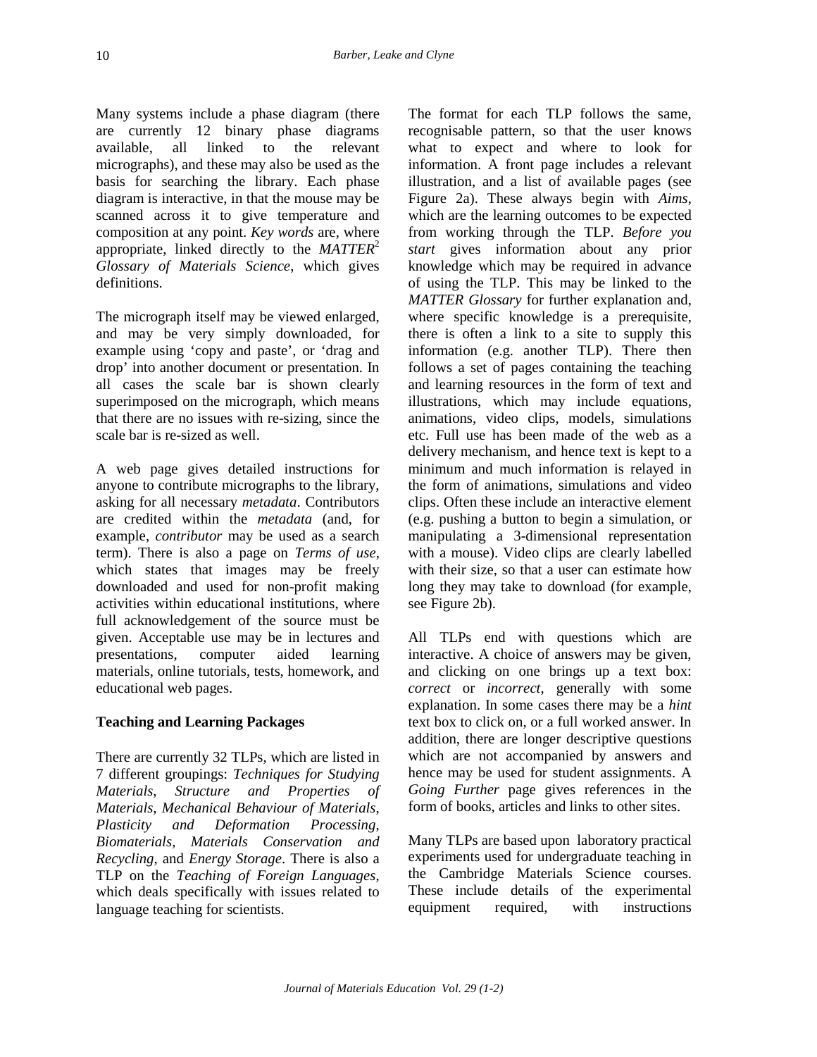Many systems include a phase diagram (there are currently 12 binary phase diagrams available, all linked to the relevant micrographs), and these may also be used as the basis for searching the library. Each phase diagram is interactive, in that the mouse may be scanned across it to give temperature and composition at any point. *Key words* are, where appropriate, linked directly to the *MATTER*[2] *Glossary of Materials Science*, which gives definitions.

The micrograph itself may be viewed enlarged, and may be very simply downloaded, for example using 'copy and paste', or 'drag and drop' into another document or presentation. In all cases the scale bar is shown clearly superimposed on the micrograph, which means that there are no issues with re-sizing, since the scale bar is re-sized as well.

A web page gives detailed instructions for anyone to contribute micrographs to the library, asking for all necessary *metadata*. Contributors are credited within the *metadata* (and, for example, *contributor* may be used as a search term). There is also a page on *Terms of use*, which states that images may be freely downloaded and used for non-profit making activities within educational institutions, where full acknowledgement of the source must be given. Acceptable use may be in lectures and presentations, computer aided learning materials, online tutorials, tests, homework, and educational web pages.

## Teaching and Learning Packages

There are currently 32 TLPs, which are listed in 7 different groupings: *Techniques for Studying Materials*, *Structure and Properties of Materials*, *Mechanical Behaviour of Materials*, *Plasticity and Deformation Processing*, *Biomaterials*, *Materials Conservation and Recycling*, and *Energy Storage*. There is also a TLP on the *Teaching of Foreign Languages*, which deals specifically with issues related to language teaching for scientists.

The format for each TLP follows the same, recognisable pattern, so that the user knows what to expect and where to look for information. A front page includes a relevant illustration, and a list of available pages (see Figure 2a). These always begin with *Aims*, which are the learning outcomes to be expected from working through the TLP. *Before you start* gives information about any prior knowledge which may be required in advance of using the TLP. This may be linked to the *MATTER Glossary* for further explanation and, where specific knowledge is a prerequisite, there is often a link to a site to supply this information (e.g. another TLP). There then follows a set of pages containing the teaching and learning resources in the form of text and illustrations, which may include equations, animations, video clips, models, simulations etc. Full use has been made of the web as a delivery mechanism, and hence text is kept to a minimum and much information is relayed in the form of animations, simulations and video clips. Often these include an interactive element (e.g. pushing a button to begin a simulation, or manipulating a 3-dimensional representation with a mouse). Video clips are clearly labelled with their size, so that a user can estimate how long they may take to download (for example, see Figure 2b).

All TLPs end with questions which are interactive. A choice of answers may be given, and clicking on one brings up a text box: *correct* or *incorrect*, generally with some explanation. In some cases there may be a *hint* text box to click on, or a full worked answer. In addition, there are longer descriptive questions which are not accompanied by answers and hence may be used for student assignments. A *Going Further* page gives references in the form of books, articles and links to other sites.

Many TLPs are based upon laboratory practical experiments used for undergraduate teaching in the Cambridge Materials Science courses. These include details of the experimental equipment required, with instructions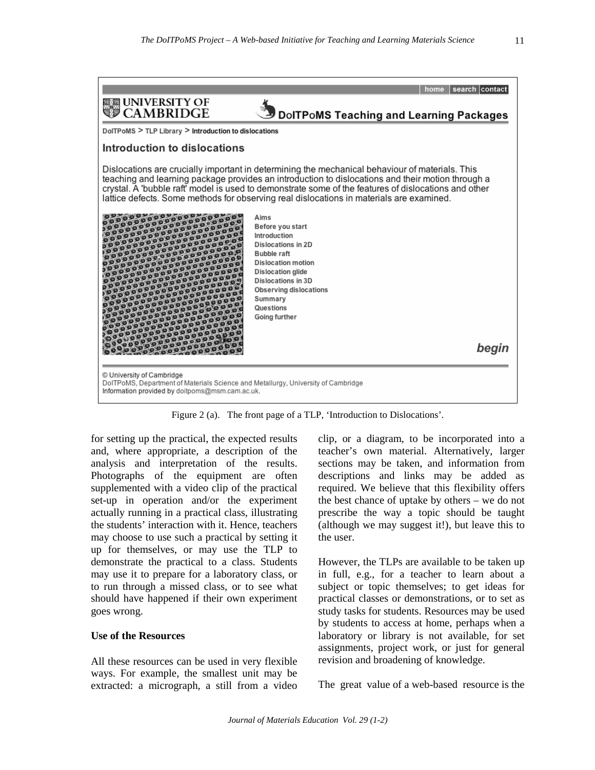Figure 2 (a). The front page of a TLP, 'Introduction to Dislocations'.

for setting up the practical, the expected results and, where appropriate, a description of the analysis and interpretation of the results. Photographs of the equipment are often supplemented with a video clip of the practical set-up in operation and/or the experiment actually running in a practical class, illustrating the students' interaction with it. Hence, teachers may choose to use such a practical by setting it up for themselves, or may use the TLP to demonstrate the practical to a class. Students may use it to prepare for a laboratory class, or to run through a missed class, or to see what should have happened if their own experiment goes wrong.

**Use of the Resources**

All these resources can be used in very flexible ways. For example, the smallest unit may be extracted: a micrograph, a still from a video clip, or a diagram, to be incorporated into a teacher's own material. Alternatively, larger sections may be taken, and information from descriptions and links may be added as required. We believe that this flexibility offers the best chance of uptake by others – we do not prescribe the way a topic should be taught (although we may suggest it!), but leave this to the user.

However, the TLPs are available to be taken up in full, e.g., for a teacher to learn about a subject or topic themselves; to get ideas for practical classes or demonstrations, or to set as study tasks for students. Resources may be used by students to access at home, perhaps when a laboratory or library is not available, for set assignments, project work, or just for general revision and broadening of knowledge.

The great value of a web-based resource is the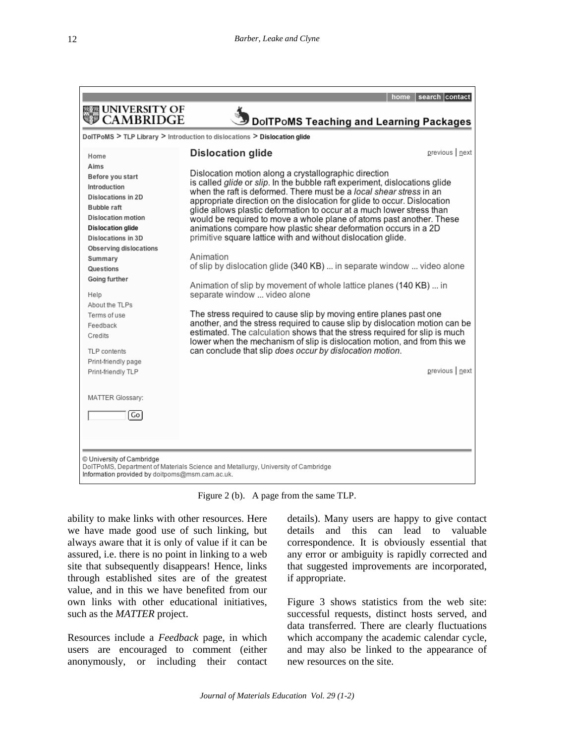Figure 2 (b). A page from the same TLP.

ability to make links with other resources. Here we have made good use of such linking, but always aware that it is only of value if it can be assured, i.e. there is no point in linking to a web site that subsequently disappears! Hence, links through established sites are of the greatest value, and in this we have benefited from our own links with other educational initiatives, such as the *MATTER* project.

Resources include a *Feedback* page, in which users are encouraged to comment (either anonymously, or including their contact details). Many users are happy to give contact details and this can lead to valuable correspondence. It is obviously essential that any error or ambiguity is rapidly corrected and that suggested improvements are incorporated, if appropriate.

Figure 3 shows statistics from the web site: successful requests, distinct hosts served, and data transferred. There are clearly fluctuations which accompany the academic calendar cycle, and may also be linked to the appearance of new resources on the site.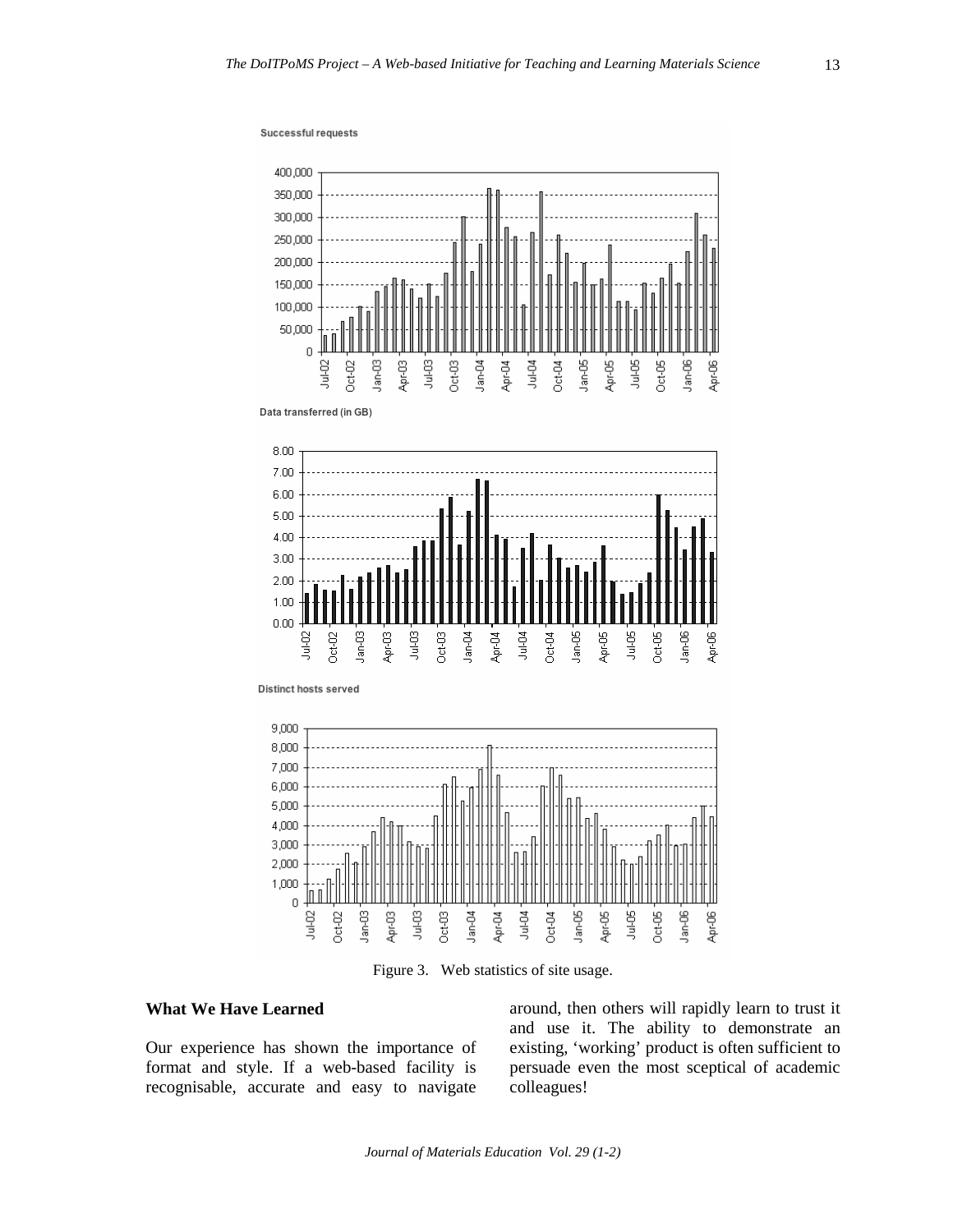Figure 3. Web statistics of site usage.

## What We Have Learned

Our experience has shown the importance of format and style. If a web-based facility is recognisable, accurate and easy to navigate around, then others will rapidly learn to trust it and use it. The ability to demonstrate an existing, 'working' product is often sufficient to persuade even the most sceptical of academic colleagues!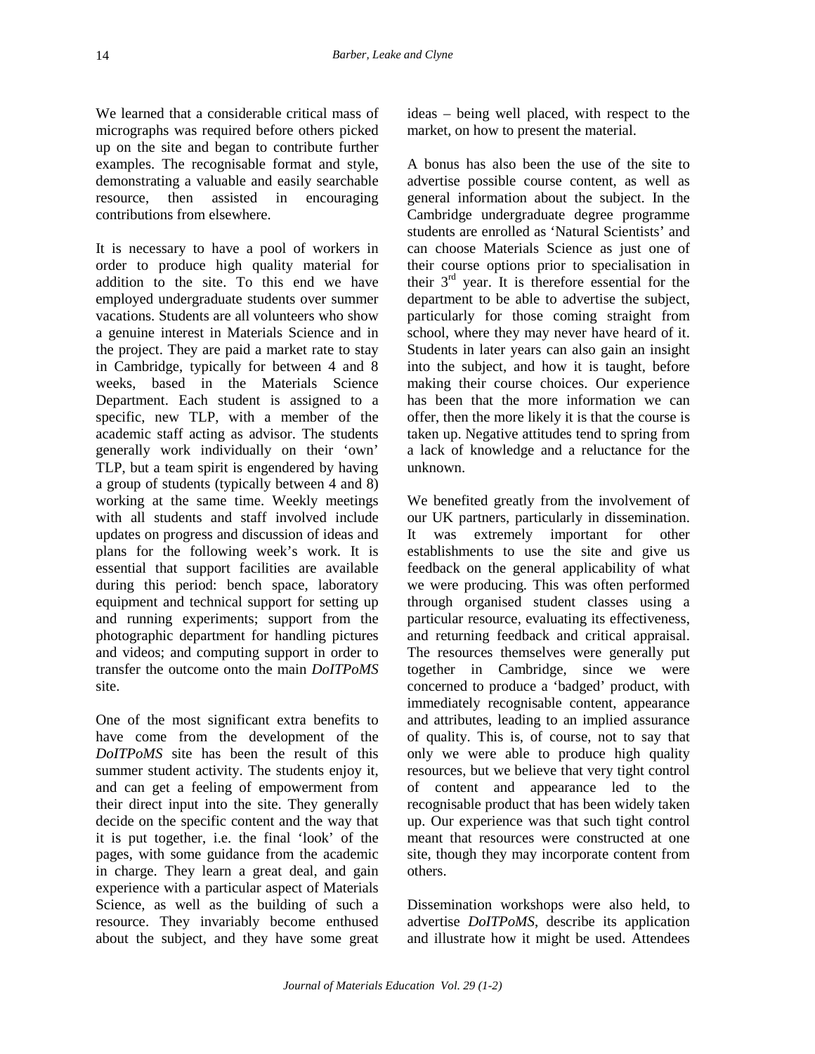We learned that a considerable critical mass of micrographs was required before others picked up on the site and began to contribute further examples. The recognisable format and style, demonstrating a valuable and easily searchable resource, then assisted in encouraging contributions from elsewhere.

It is necessary to have a pool of workers in order to produce high quality material for addition to the site. To this end we have employed undergraduate students over summer vacations. Students are all volunteers who show a genuine interest in Materials Science and in the project. They are paid a market rate to stay in Cambridge, typically for between 4 and 8 weeks, based in the Materials Science Department. Each student is assigned to a specific, new TLP, with a member of the academic staff acting as advisor. The students generally work individually on their 'own' TLP, but a team spirit is engendered by having a group of students (typically between 4 and 8) working at the same time. Weekly meetings with all students and staff involved include updates on progress and discussion of ideas and plans for the following week's work. It is essential that support facilities are available during this period: bench space, laboratory equipment and technical support for setting up and running experiments; support from the photographic department for handling pictures and videos; and computing support in order to transfer the outcome onto the main *DoITPoMS* site.

One of the most significant extra benefits to have come from the development of the *DoITPoMS* site has been the result of this summer student activity. The students enjoy it, and can get a feeling of empowerment from their direct input into the site. They generally decide on the specific content and the way that it is put together, i.e. the final 'look' of the pages, with some guidance from the academic in charge. They learn a great deal, and gain experience with a particular aspect of Materials Science, as well as the building of such a resource. They invariably become enthused about the subject, and they have some great ideas – being well placed, with respect to the market, on how to present the material.

A bonus has also been the use of the site to advertise possible course content, as well as general information about the subject. In the Cambridge undergraduate degree programme students are enrolled as 'Natural Scientists' and can choose Materials Science as just one of their course options prior to specialisation in their 3rd year. It is therefore essential for the department to be able to advertise the subject, particularly for those coming straight from school, where they may never have heard of it. Students in later years can also gain an insight into the subject, and how it is taught, before making their course choices. Our experience has been that the more information we can offer, then the more likely it is that the course is taken up. Negative attitudes tend to spring from a lack of knowledge and a reluctance for the unknown.

We benefited greatly from the involvement of our UK partners, particularly in dissemination. It was extremely important for other establishments to use the site and give us feedback on the general applicability of what we were producing. This was often performed through organised student classes using a particular resource, evaluating its effectiveness, and returning feedback and critical appraisal. The resources themselves were generally put together in Cambridge, since we were concerned to produce a 'badged' product, with immediately recognisable content, appearance and attributes, leading to an implied assurance of quality. This is, of course, not to say that only we were able to produce high quality resources, but we believe that very tight control of content and appearance led to the recognisable product that has been widely taken up. Our experience was that such tight control meant that resources were constructed at one site, though they may incorporate content from others.

Dissemination workshops were also held, to advertise *DoITPoMS*, describe its application and illustrate how it might be used. Attendees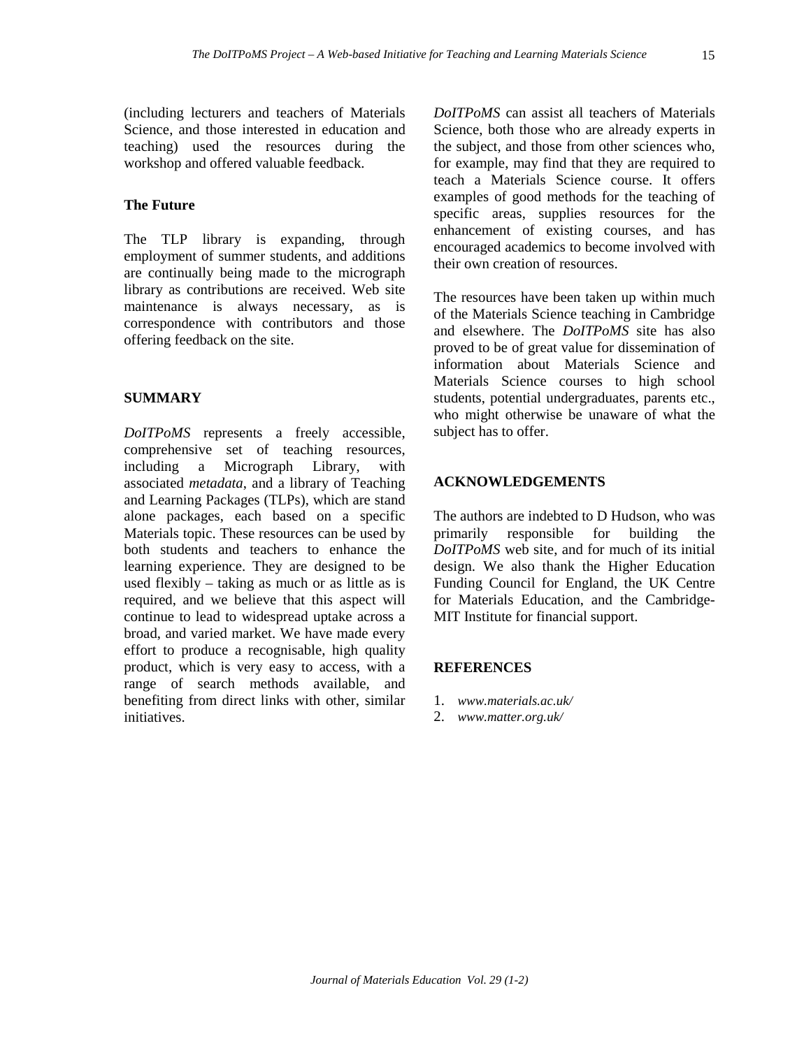(including lecturers and teachers of Materials Science, and those interested in education and teaching) used the resources during the workshop and offered valuable feedback.

### The Future

The TLP library is expanding, through employment of summer students, and additions are continually being made to the micrograph library as contributions are received. Web site maintenance is always necessary, as is correspondence with contributors and those offering feedback on the site.

## SUMMARY

*DoITPoMS* represents a freely accessible, comprehensive set of teaching resources, including a Micrograph Library, with associated *metadata*, and a library of Teaching and Learning Packages (TLPs), which are stand alone packages, each based on a specific Materials topic. These resources can be used by both students and teachers to enhance the learning experience. They are designed to be used flexibly – taking as much or as little as is required, and we believe that this aspect will continue to lead to widespread uptake across a broad, and varied market. We have made every effort to produce a recognisable, high quality product, which is very easy to access, with a range of search methods available, and benefiting from direct links with other, similar initiatives.

*DoITPoMS* can assist all teachers of Materials Science, both those who are already experts in the subject, and those from other sciences who, for example, may find that they are required to teach a Materials Science course. It offers examples of good methods for the teaching of specific areas, supplies resources for the enhancement of existing courses, and has encouraged academics to become involved with their own creation of resources.

The resources have been taken up within much of the Materials Science teaching in Cambridge and elsewhere. The *DoITPoMS* site has also proved to be of great value for dissemination of information about Materials Science and Materials Science courses to high school students, potential undergraduates, parents etc., who might otherwise be unaware of what the subject has to offer.

## ACKNOWLEDGEMENTS

The authors are indebted to D Hudson, who was primarily responsible for building the *DoITPoMS* web site, and for much of its initial design. We also thank the Higher Education Funding Council for England, the UK Centre for Materials Education, and the Cambridge-MIT Institute for financial support.

## REFERENCES

1. *www.materials.ac.uk/*
2. *www.matter.org.uk/*